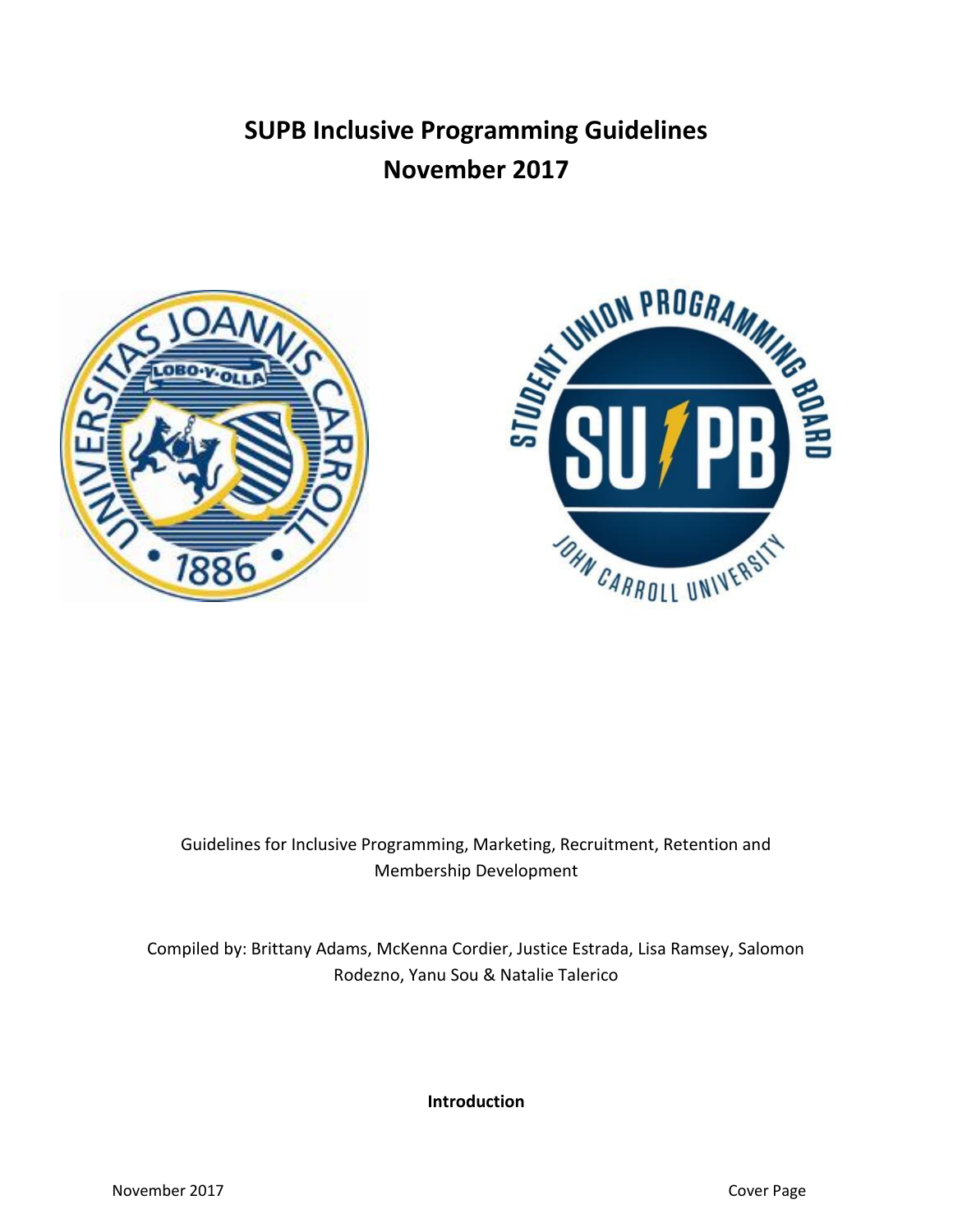# SUPB Inclusive Programming Guidelines
# November 2017

Guidelines for Inclusive Programming, Marketing, Recruitment, Retention and Membership Development

Compiled by: Brittany Adams, McKenna Cordier, Justice Estrada, Lisa Ramsey, Salomon Rodezno, Yanu Sou & Natalie Talerico

**Introduction**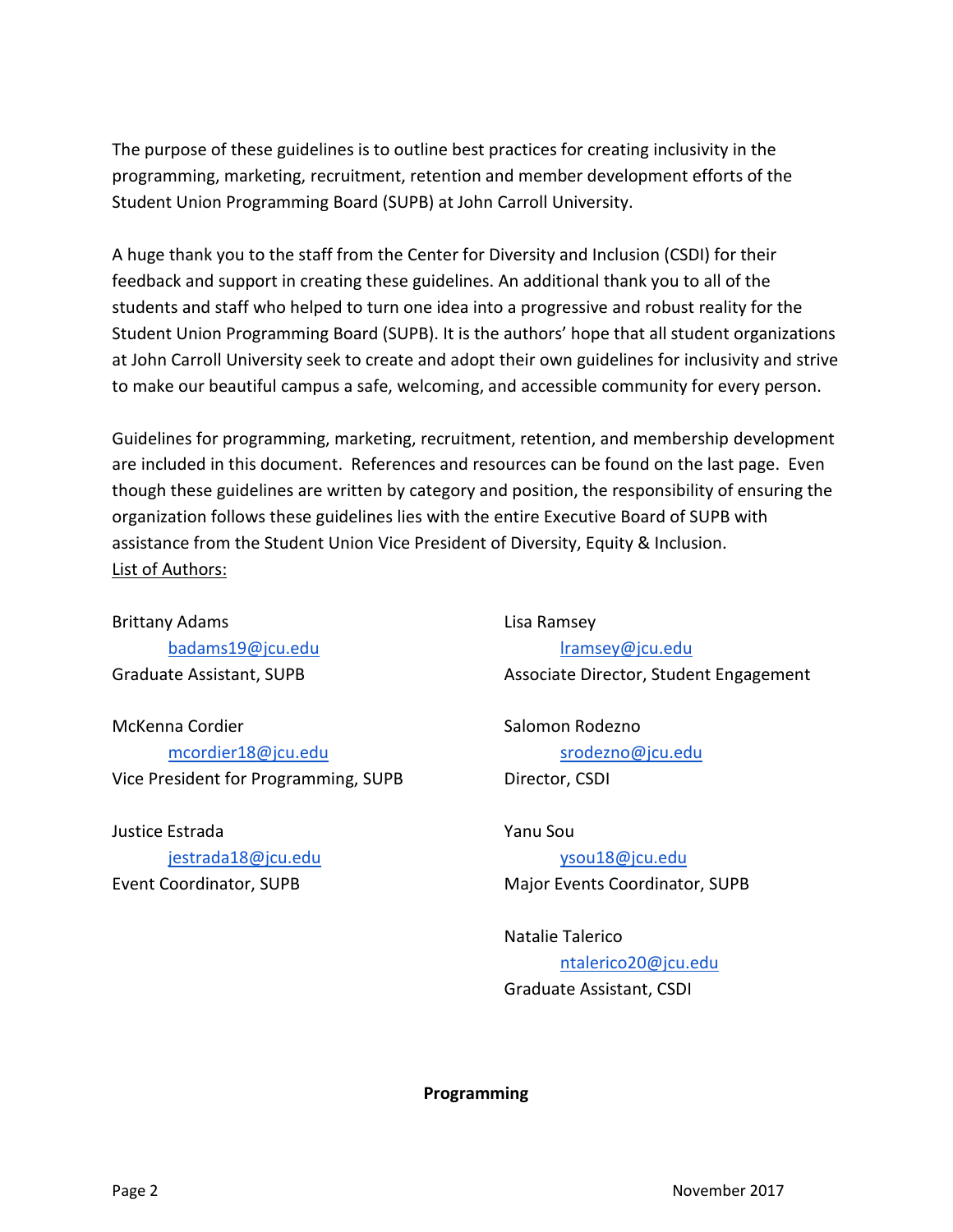The purpose of these guidelines is to outline best practices for creating inclusivity in the programming, marketing, recruitment, retention and member development efforts of the Student Union Programming Board (SUPB) at John Carroll University.

A huge thank you to the staff from the Center for Diversity and Inclusion (CSDI) for their feedback and support in creating these guidelines. An additional thank you to all of the students and staff who helped to turn one idea into a progressive and robust reality for the Student Union Programming Board (SUPB). It is the authors' hope that all student organizations at John Carroll University seek to create and adopt their own guidelines for inclusivity and strive to make our beautiful campus a safe, welcoming, and accessible community for every person.

Guidelines for programming, marketing, recruitment, retention, and membership development are included in this document. References and resources can be found on the last page. Even though these guidelines are written by category and position, the responsibility of ensuring the organization follows these guidelines lies with the entire Executive Board of SUPB with assistance from the Student Union Vice President of Diversity, Equity & Inclusion.

List of Authors:

Brittany Adams
badams19@jcu.edu
Graduate Assistant, SUPB

McKenna Cordier
mcordier18@jcu.edu
Vice President for Programming, SUPB

Justice Estrada
jestrada18@jcu.edu
Event Coordinator, SUPB

Lisa Ramsey
lramsey@jcu.edu
Associate Director, Student Engagement

Salomon Rodezno
srodezno@jcu.edu
Director, CSDI

Yanu Sou
ysou18@jcu.edu
Major Events Coordinator, SUPB

Natalie Talerico
ntalerico20@jcu.edu
Graduate Assistant, CSDI

**Programming**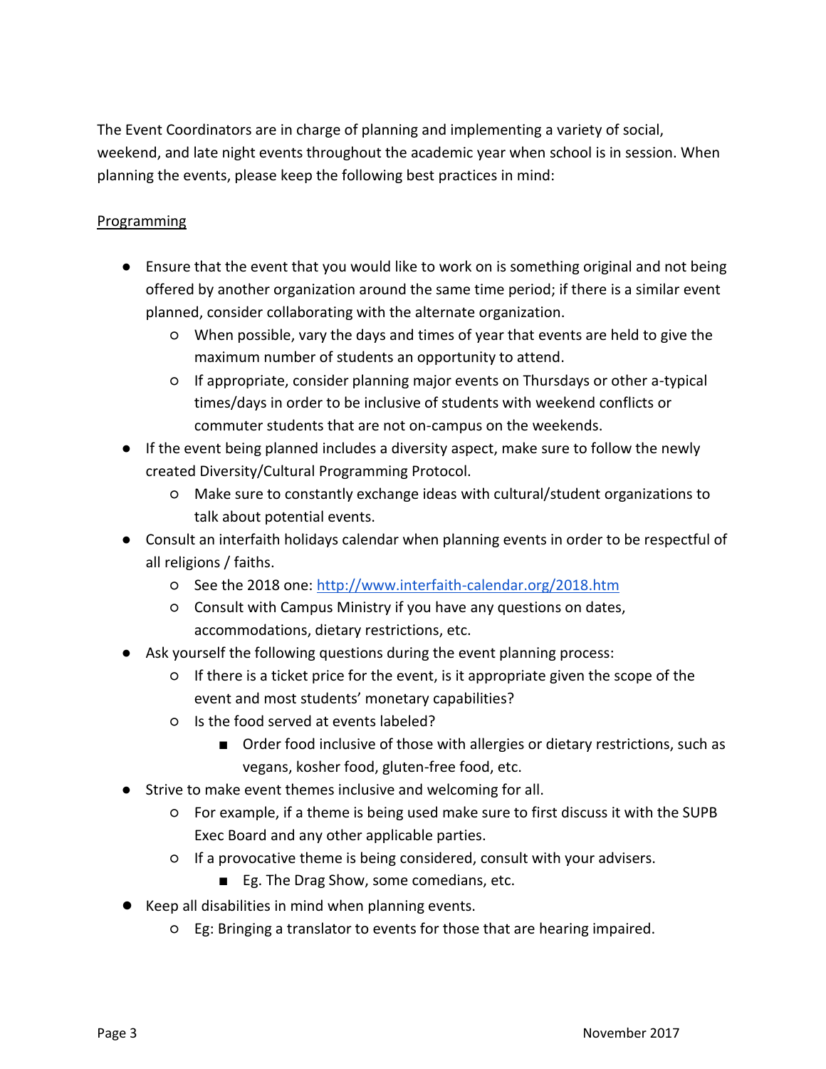The Event Coordinators are in charge of planning and implementing a variety of social, weekend, and late night events throughout the academic year when school is in session. When planning the events, please keep the following best practices in mind:

<u>Programming</u>

- Ensure that the event that you would like to work on is something original and not being offered by another organization around the same time period; if there is a similar event planned, consider collaborating with the alternate organization.
  - When possible, vary the days and times of year that events are held to give the maximum number of students an opportunity to attend.
  - If appropriate, consider planning major events on Thursdays or other a-typical times/days in order to be inclusive of students with weekend conflicts or commuter students that are not on-campus on the weekends.
- If the event being planned includes a diversity aspect, make sure to follow the newly created Diversity/Cultural Programming Protocol.
  - Make sure to constantly exchange ideas with cultural/student organizations to talk about potential events.
- Consult an interfaith holidays calendar when planning events in order to be respectful of all religions / faiths.
  - See the 2018 one: [http://www.interfaith-calendar.org/2018.htm](http://www.interfaith-calendar.org/2018.htm)
  - Consult with Campus Ministry if you have any questions on dates, accommodations, dietary restrictions, etc.
- Ask yourself the following questions during the event planning process:
  - If there is a ticket price for the event, is it appropriate given the scope of the event and most students' monetary capabilities?
  - Is the food served at events labeled?
    - Order food inclusive of those with allergies or dietary restrictions, such as vegans, kosher food, gluten-free food, etc.
- Strive to make event themes inclusive and welcoming for all.
  - For example, if a theme is being used make sure to first discuss it with the SUPB Exec Board and any other applicable parties.
  - If a provocative theme is being considered, consult with your advisers.
    - Eg. The Drag Show, some comedians, etc.
- Keep all disabilities in mind when planning events.
  - Eg: Bringing a translator to events for those that are hearing impaired.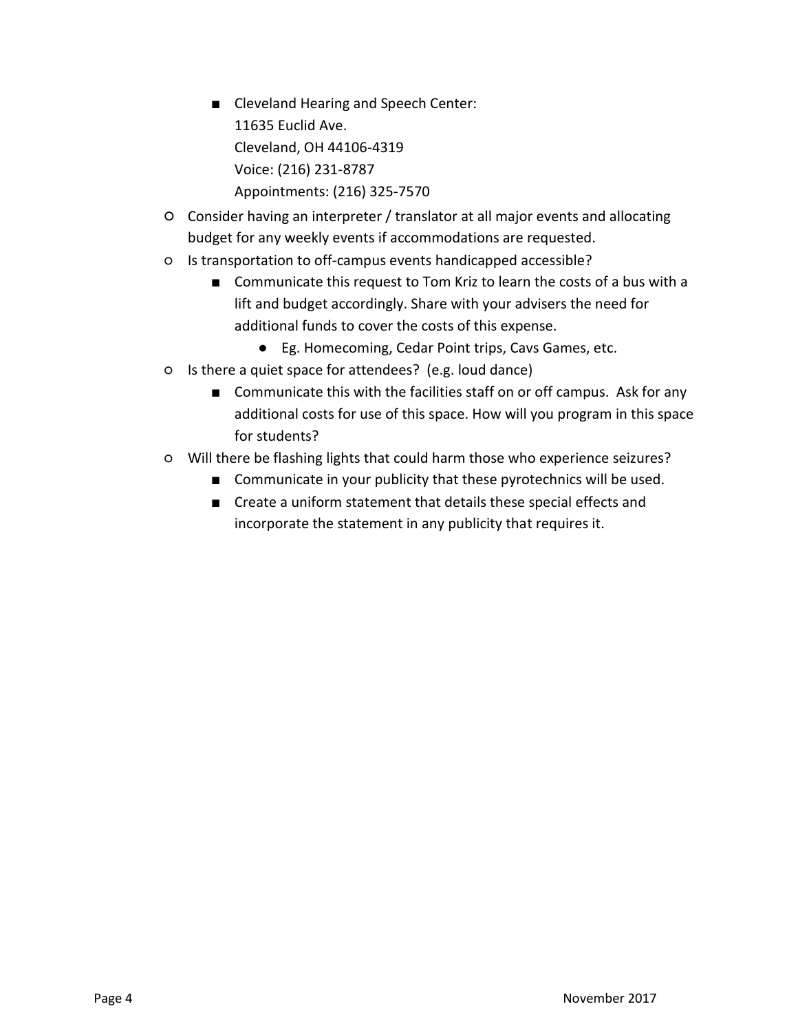- Cleveland Hearing and Speech Center:
          11635 Euclid Ave.
          Cleveland, OH 44106-4319
          Voice: (216) 231-8787
          Appointments: (216) 325-7570
    - Consider having an interpreter / translator at all major events and allocating budget for any weekly events if accommodations are requested.
    - Is transportation to off-campus events handicapped accessible?
        - Communicate this request to Tom Kriz to learn the costs of a bus with a lift and budget accordingly. Share with your advisers the need for additional funds to cover the costs of this expense.
            - Eg. Homecoming, Cedar Point trips, Cavs Games, etc.
    - Is there a quiet space for attendees? (e.g. loud dance)
        - Communicate this with the facilities staff on or off campus. Ask for any additional costs for use of this space. How will you program in this space for students?
    - Will there be flashing lights that could harm those who experience seizures?
        - Communicate in your publicity that these pyrotechnics will be used.
        - Create a uniform statement that details these special effects and incorporate the statement in any publicity that requires it.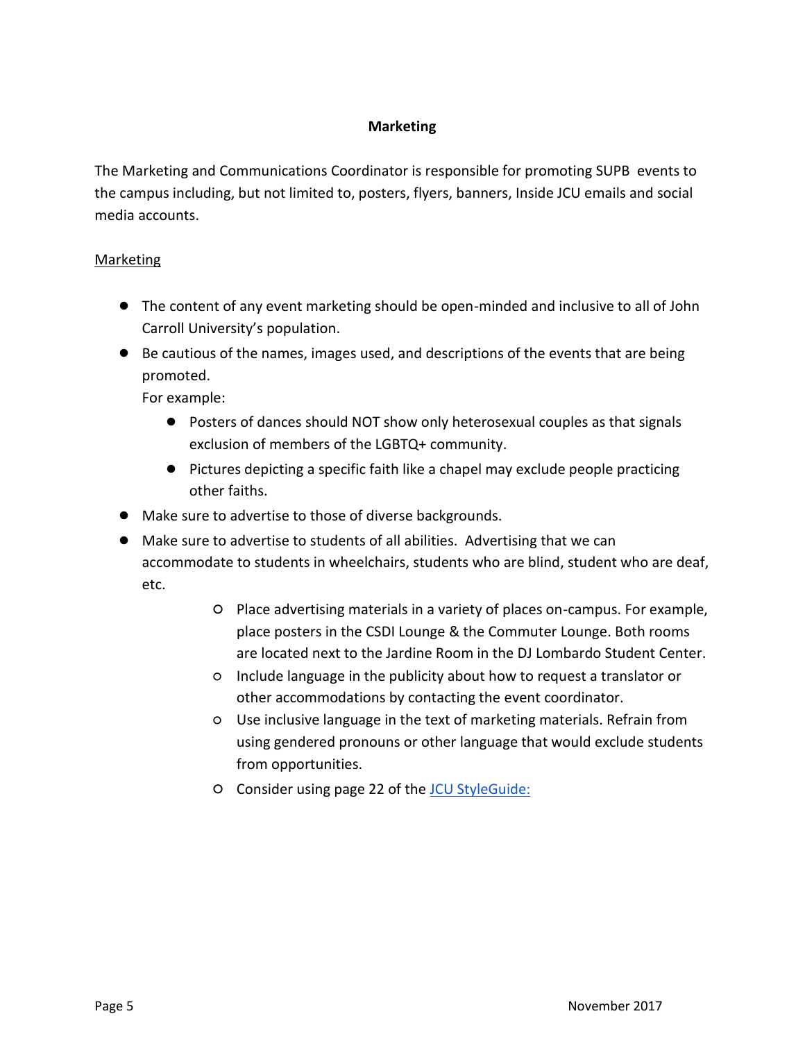## Marketing

The Marketing and Communications Coordinator is responsible for promoting SUPB events to the campus including, but not limited to, posters, flyers, banners, Inside JCU emails and social media accounts.

### Marketing

- The content of any event marketing should be open-minded and inclusive to all of John Carroll University's population.
- Be cautious of the names, images used, and descriptions of the events that are being promoted.
  For example:
  - Posters of dances should NOT show only heterosexual couples as that signals exclusion of members of the LGBTQ+ community.
  - Pictures depicting a specific faith like a chapel may exclude people practicing other faiths.
- Make sure to advertise to those of diverse backgrounds.
- Make sure to advertise to students of all abilities. Advertising that we can accommodate to students in wheelchairs, students who are blind, student who are deaf, etc.
  - Place advertising materials in a variety of places on-campus. For example, place posters in the CSDI Lounge & the Commuter Lounge. Both rooms are located next to the Jardine Room in the DJ Lombardo Student Center.
  - Include language in the publicity about how to request a translator or other accommodations by contacting the event coordinator.
  - Use inclusive language in the text of marketing materials. Refrain from using gendered pronouns or other language that would exclude students from opportunities.
  - Consider using page 22 of the JCU StyleGuide: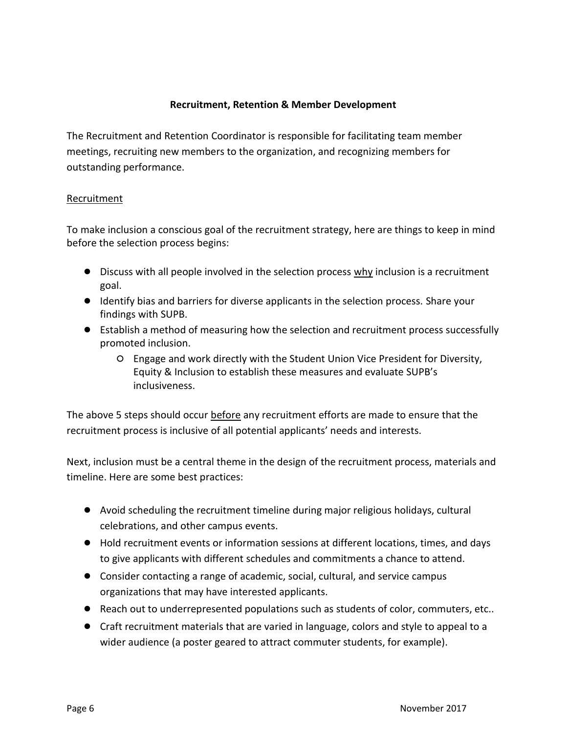## Recruitment, Retention & Member Development

The Recruitment and Retention Coordinator is responsible for facilitating team member meetings, recruiting new members to the organization, and recognizing members for outstanding performance.

### Recruitment

To make inclusion a conscious goal of the recruitment strategy, here are things to keep in mind before the selection process begins:

- Discuss with all people involved in the selection process <u>why</u> inclusion is a recruitment goal.
- Identify bias and barriers for diverse applicants in the selection process. Share your findings with SUPB.
- Establish a method of measuring how the selection and recruitment process successfully promoted inclusion.
  - Engage and work directly with the Student Union Vice President for Diversity, Equity & Inclusion to establish these measures and evaluate SUPB's inclusiveness.

The above 5 steps should occur <u>before</u> any recruitment efforts are made to ensure that the recruitment process is inclusive of all potential applicants' needs and interests.

Next, inclusion must be a central theme in the design of the recruitment process, materials and timeline. Here are some best practices:

- Avoid scheduling the recruitment timeline during major religious holidays, cultural celebrations, and other campus events.
- Hold recruitment events or information sessions at different locations, times, and days to give applicants with different schedules and commitments a chance to attend.
- Consider contacting a range of academic, social, cultural, and service campus organizations that may have interested applicants.
- Reach out to underrepresented populations such as students of color, commuters, etc..
- Craft recruitment materials that are varied in language, colors and style to appeal to a wider audience (a poster geared to attract commuter students, for example).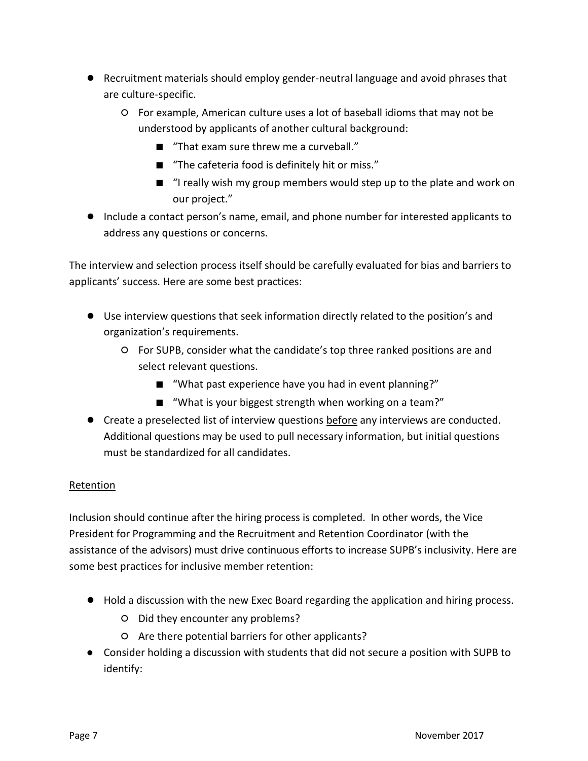- Recruitment materials should employ gender-neutral language and avoid phrases that are culture-specific.
    - For example, American culture uses a lot of baseball idioms that may not be understood by applicants of another cultural background:
        - "That exam sure threw me a curveball."
        - "The cafeteria food is definitely hit or miss."
        - "I really wish my group members would step up to the plate and work on our project."
- Include a contact person's name, email, and phone number for interested applicants to address any questions or concerns.

The interview and selection process itself should be carefully evaluated for bias and barriers to applicants' success. Here are some best practices:

- Use interview questions that seek information directly related to the position's and organization's requirements.
    - For SUPB, consider what the candidate's top three ranked positions are and select relevant questions.
        - "What past experience have you had in event planning?"
        - "What is your biggest strength when working on a team?"
- Create a preselected list of interview questions <u>before</u> any interviews are conducted. Additional questions may be used to pull necessary information, but initial questions must be standardized for all candidates.

<u>Retention</u>

Inclusion should continue after the hiring process is completed. In other words, the Vice President for Programming and the Recruitment and Retention Coordinator (with the assistance of the advisors) must drive continuous efforts to increase SUPB's inclusivity. Here are some best practices for inclusive member retention:

- Hold a discussion with the new Exec Board regarding the application and hiring process.
    - Did they encounter any problems?
    - Are there potential barriers for other applicants?
- Consider holding a discussion with students that did not secure a position with SUPB to identify: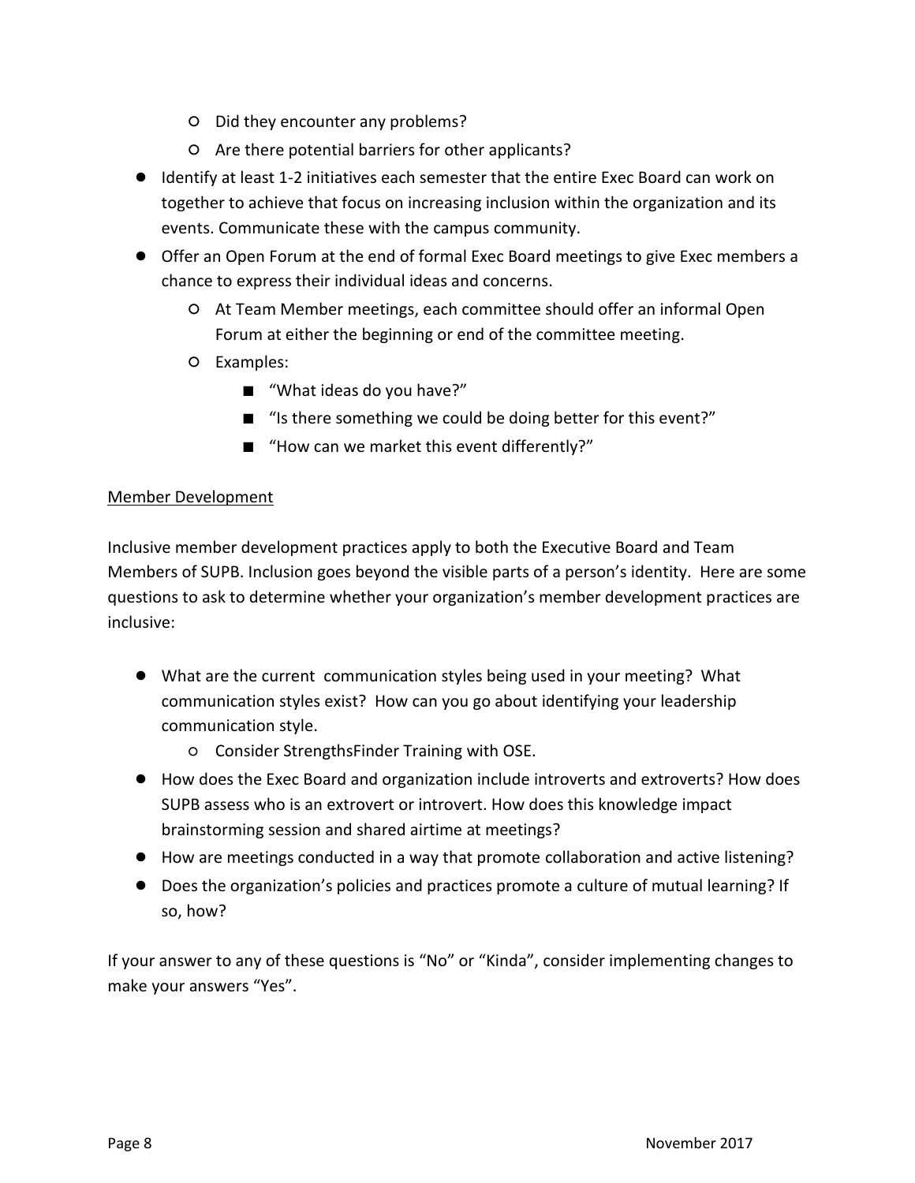- Did they encounter any problems?
    - Are there potential barriers for other applicants?
- Identify at least 1-2 initiatives each semester that the entire Exec Board can work on together to achieve that focus on increasing inclusion within the organization and its events. Communicate these with the campus community.
- Offer an Open Forum at the end of formal Exec Board meetings to give Exec members a chance to express their individual ideas and concerns.
    - At Team Member meetings, each committee should offer an informal Open Forum at either the beginning or end of the committee meeting.
    - Examples:
        - "What ideas do you have?"
        - "Is there something we could be doing better for this event?"
        - "How can we market this event differently?"

<u>Member Development</u>

Inclusive member development practices apply to both the Executive Board and Team Members of SUPB. Inclusion goes beyond the visible parts of a person's identity. Here are some questions to ask to determine whether your organization's member development practices are inclusive:

- What are the current communication styles being used in your meeting? What communication styles exist? How can you go about identifying your leadership communication style.
    - Consider StrengthsFinder Training with OSE.
- How does the Exec Board and organization include introverts and extroverts? How does SUPB assess who is an extrovert or introvert. How does this knowledge impact brainstorming session and shared airtime at meetings?
- How are meetings conducted in a way that promote collaboration and active listening?
- Does the organization's policies and practices promote a culture of mutual learning? If so, how?

If your answer to any of these questions is "No" or "Kinda", consider implementing changes to make your answers "Yes".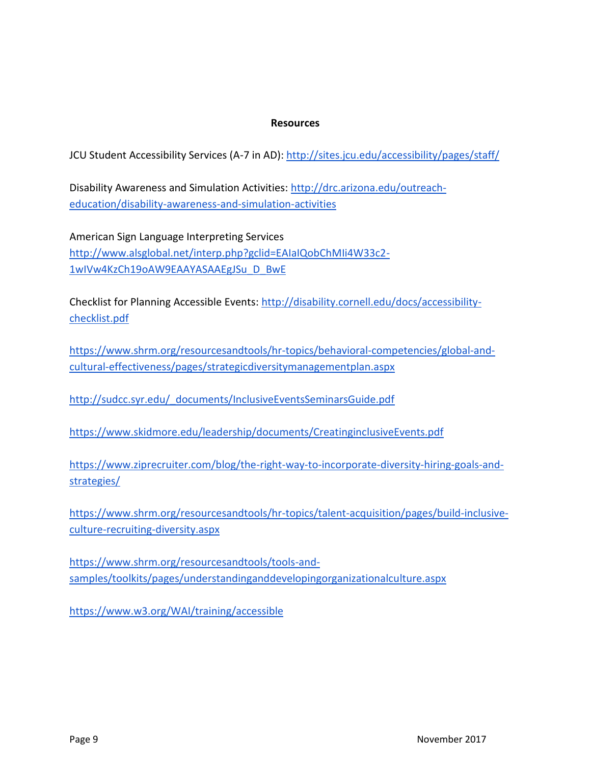**Resources**

JCU Student Accessibility Services (A-7 in AD): http://sites.jcu.edu/accessibility/pages/staff/

Disability Awareness and Simulation Activities: http://drc.arizona.edu/outreach-education/disability-awareness-and-simulation-activities

American Sign Language Interpreting Services
http://www.alsglobal.net/interp.php?gclid=EAIaIQobChMIi4W33c2-1wIVw4KzCh19oAW9EAAYASAAEgJSu_D_BwE

Checklist for Planning Accessible Events: http://disability.cornell.edu/docs/accessibility-checklist.pdf

https://www.shrm.org/resourcesandtools/hr-topics/behavioral-competencies/global-and-cultural-effectiveness/pages/strategicdiversitymanagementplan.aspx

http://sudcc.syr.edu/_documents/InclusiveEventsSeminarsGuide.pdf

https://www.skidmore.edu/leadership/documents/CreatinginclusiveEvents.pdf

https://www.ziprecruiter.com/blog/the-right-way-to-incorporate-diversity-hiring-goals-and-strategies/

https://www.shrm.org/resourcesandtools/hr-topics/talent-acquisition/pages/build-inclusive-culture-recruiting-diversity.aspx

https://www.shrm.org/resourcesandtools/tools-and-samples/toolkits/pages/understandinganddevelopingorganizationalculture.aspx

https://www.w3.org/WAI/training/accessible

November 2017